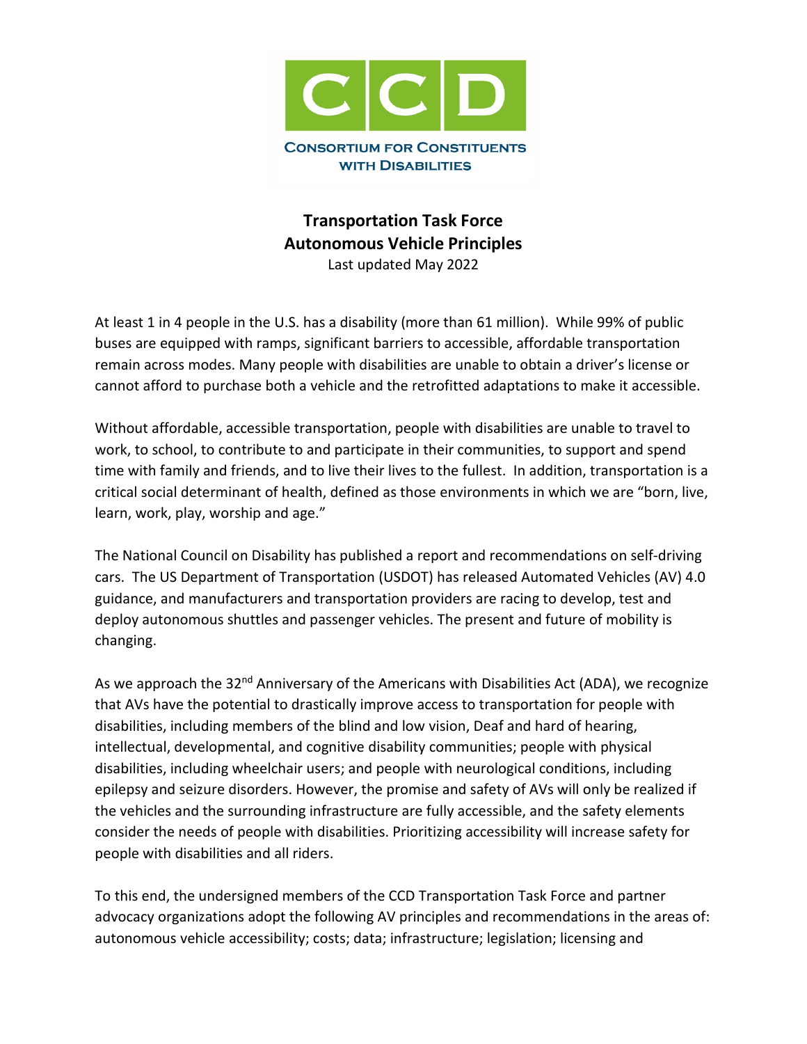**CCD**

**Consortium for Constituents with Disabilities**

# Transportation Task Force
# Autonomous Vehicle Principles

Last updated May 2022

At least 1 in 4 people in the U.S. has a disability (more than 61 million). While 99% of public buses are equipped with ramps, significant barriers to accessible, affordable transportation remain across modes. Many people with disabilities are unable to obtain a driver's license or cannot afford to purchase both a vehicle and the retrofitted adaptations to make it accessible.

Without affordable, accessible transportation, people with disabilities are unable to travel to work, to school, to contribute to and participate in their communities, to support and spend time with family and friends, and to live their lives to the fullest. In addition, transportation is a critical social determinant of health, defined as those environments in which we are "born, live, learn, work, play, worship and age."

The National Council on Disability has published a report and recommendations on self-driving cars. The US Department of Transportation (USDOT) has released Automated Vehicles (AV) 4.0 guidance, and manufacturers and transportation providers are racing to develop, test and deploy autonomous shuttles and passenger vehicles. The present and future of mobility is changing.

As we approach the 32nd Anniversary of the Americans with Disabilities Act (ADA), we recognize that AVs have the potential to drastically improve access to transportation for people with disabilities, including members of the blind and low vision, Deaf and hard of hearing, intellectual, developmental, and cognitive disability communities; people with physical disabilities, including wheelchair users; and people with neurological conditions, including epilepsy and seizure disorders. However, the promise and safety of AVs will only be realized if the vehicles and the surrounding infrastructure are fully accessible, and the safety elements consider the needs of people with disabilities. Prioritizing accessibility will increase safety for people with disabilities and all riders.

To this end, the undersigned members of the CCD Transportation Task Force and partner advocacy organizations adopt the following AV principles and recommendations in the areas of: autonomous vehicle accessibility; costs; data; infrastructure; legislation; licensing and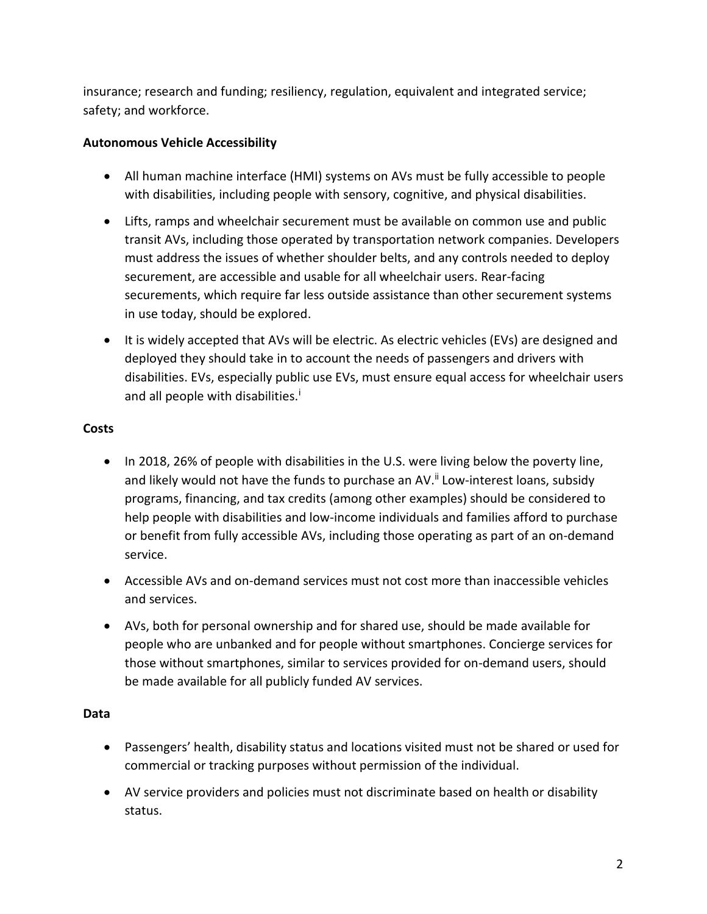insurance; research and funding; resiliency, regulation, equivalent and integrated service; safety; and workforce.

**Autonomous Vehicle Accessibility**

- All human machine interface (HMI) systems on AVs must be fully accessible to people with disabilities, including people with sensory, cognitive, and physical disabilities.
- Lifts, ramps and wheelchair securement must be available on common use and public transit AVs, including those operated by transportation network companies. Developers must address the issues of whether shoulder belts, and any controls needed to deploy securement, are accessible and usable for all wheelchair users. Rear-facing securements, which require far less outside assistance than other securement systems in use today, should be explored.
- It is widely accepted that AVs will be electric. As electric vehicles (EVs) are designed and deployed they should take in to account the needs of passengers and drivers with disabilities. EVs, especially public use EVs, must ensure equal access for wheelchair users and all people with disabilities.[i]

**Costs**

- In 2018, 26% of people with disabilities in the U.S. were living below the poverty line, and likely would not have the funds to purchase an AV.[ii] Low-interest loans, subsidy programs, financing, and tax credits (among other examples) should be considered to help people with disabilities and low-income individuals and families afford to purchase or benefit from fully accessible AVs, including those operating as part of an on-demand service.
- Accessible AVs and on-demand services must not cost more than inaccessible vehicles and services.
- AVs, both for personal ownership and for shared use, should be made available for people who are unbanked and for people without smartphones. Concierge services for those without smartphones, similar to services provided for on-demand users, should be made available for all publicly funded AV services.

**Data**

- Passengers' health, disability status and locations visited must not be shared or used for commercial or tracking purposes without permission of the individual.
- AV service providers and policies must not discriminate based on health or disability status.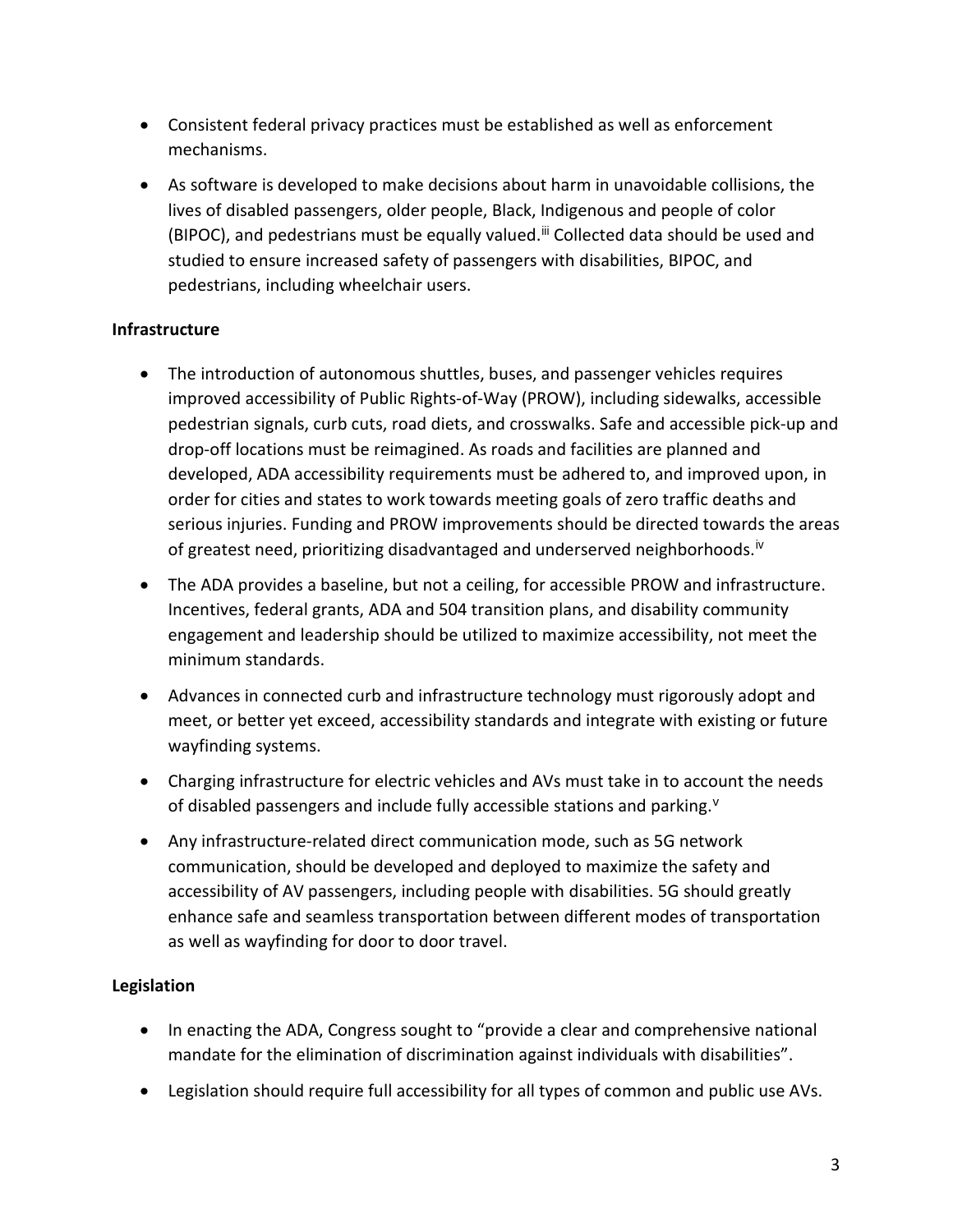- Consistent federal privacy practices must be established as well as enforcement mechanisms.
- As software is developed to make decisions about harm in unavoidable collisions, the lives of disabled passengers, older people, Black, Indigenous and people of color (BIPOC), and pedestrians must be equally valued.[iii] Collected data should be used and studied to ensure increased safety of passengers with disabilities, BIPOC, and pedestrians, including wheelchair users.

**Infrastructure**

- The introduction of autonomous shuttles, buses, and passenger vehicles requires improved accessibility of Public Rights-of-Way (PROW), including sidewalks, accessible pedestrian signals, curb cuts, road diets, and crosswalks. Safe and accessible pick-up and drop-off locations must be reimagined. As roads and facilities are planned and developed, ADA accessibility requirements must be adhered to, and improved upon, in order for cities and states to work towards meeting goals of zero traffic deaths and serious injuries. Funding and PROW improvements should be directed towards the areas of greatest need, prioritizing disadvantaged and underserved neighborhoods.[iv]
- The ADA provides a baseline, but not a ceiling, for accessible PROW and infrastructure. Incentives, federal grants, ADA and 504 transition plans, and disability community engagement and leadership should be utilized to maximize accessibility, not meet the minimum standards.
- Advances in connected curb and infrastructure technology must rigorously adopt and meet, or better yet exceed, accessibility standards and integrate with existing or future wayfinding systems.
- Charging infrastructure for electric vehicles and AVs must take in to account the needs of disabled passengers and include fully accessible stations and parking.[v]
- Any infrastructure-related direct communication mode, such as 5G network communication, should be developed and deployed to maximize the safety and accessibility of AV passengers, including people with disabilities. 5G should greatly enhance safe and seamless transportation between different modes of transportation as well as wayfinding for door to door travel.

**Legislation**

- In enacting the ADA, Congress sought to "provide a clear and comprehensive national mandate for the elimination of discrimination against individuals with disabilities".
- Legislation should require full accessibility for all types of common and public use AVs.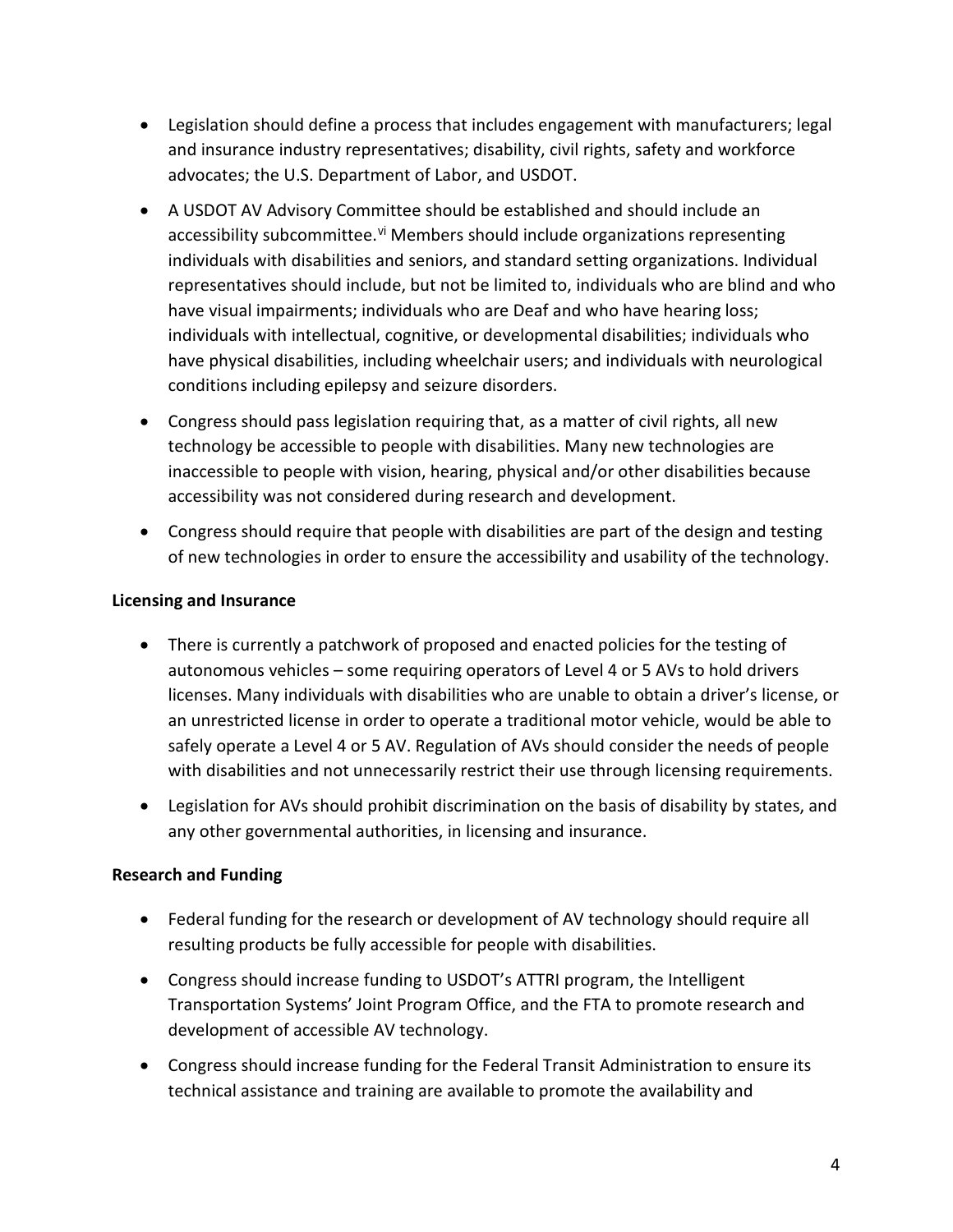- Legislation should define a process that includes engagement with manufacturers; legal and insurance industry representatives; disability, civil rights, safety and workforce advocates; the U.S. Department of Labor, and USDOT.
- A USDOT AV Advisory Committee should be established and should include an accessibility subcommittee.[vi] Members should include organizations representing individuals with disabilities and seniors, and standard setting organizations. Individual representatives should include, but not be limited to, individuals who are blind and who have visual impairments; individuals who are Deaf and who have hearing loss; individuals with intellectual, cognitive, or developmental disabilities; individuals who have physical disabilities, including wheelchair users; and individuals with neurological conditions including epilepsy and seizure disorders.
- Congress should pass legislation requiring that, as a matter of civil rights, all new technology be accessible to people with disabilities. Many new technologies are inaccessible to people with vision, hearing, physical and/or other disabilities because accessibility was not considered during research and development.
- Congress should require that people with disabilities are part of the design and testing of new technologies in order to ensure the accessibility and usability of the technology.

**Licensing and Insurance**

- There is currently a patchwork of proposed and enacted policies for the testing of autonomous vehicles – some requiring operators of Level 4 or 5 AVs to hold drivers licenses. Many individuals with disabilities who are unable to obtain a driver's license, or an unrestricted license in order to operate a traditional motor vehicle, would be able to safely operate a Level 4 or 5 AV. Regulation of AVs should consider the needs of people with disabilities and not unnecessarily restrict their use through licensing requirements.
- Legislation for AVs should prohibit discrimination on the basis of disability by states, and any other governmental authorities, in licensing and insurance.

**Research and Funding**

- Federal funding for the research or development of AV technology should require all resulting products be fully accessible for people with disabilities.
- Congress should increase funding to USDOT's ATTRI program, the Intelligent Transportation Systems' Joint Program Office, and the FTA to promote research and development of accessible AV technology.
- Congress should increase funding for the Federal Transit Administration to ensure its technical assistance and training are available to promote the availability and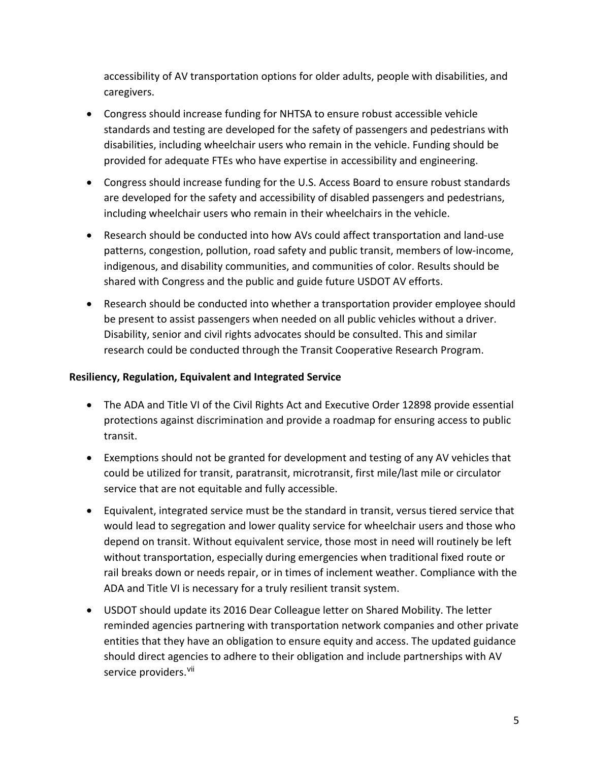accessibility of AV transportation options for older adults, people with disabilities, and caregivers.

- Congress should increase funding for NHTSA to ensure robust accessible vehicle standards and testing are developed for the safety of passengers and pedestrians with disabilities, including wheelchair users who remain in the vehicle. Funding should be provided for adequate FTEs who have expertise in accessibility and engineering.
- Congress should increase funding for the U.S. Access Board to ensure robust standards are developed for the safety and accessibility of disabled passengers and pedestrians, including wheelchair users who remain in their wheelchairs in the vehicle.
- Research should be conducted into how AVs could affect transportation and land-use patterns, congestion, pollution, road safety and public transit, members of low-income, indigenous, and disability communities, and communities of color. Results should be shared with Congress and the public and guide future USDOT AV efforts.
- Research should be conducted into whether a transportation provider employee should be present to assist passengers when needed on all public vehicles without a driver. Disability, senior and civil rights advocates should be consulted. This and similar research could be conducted through the Transit Cooperative Research Program.

**Resiliency, Regulation, Equivalent and Integrated Service**

- The ADA and Title VI of the Civil Rights Act and Executive Order 12898 provide essential protections against discrimination and provide a roadmap for ensuring access to public transit.
- Exemptions should not be granted for development and testing of any AV vehicles that could be utilized for transit, paratransit, microtransit, first mile/last mile or circulator service that are not equitable and fully accessible.
- Equivalent, integrated service must be the standard in transit, versus tiered service that would lead to segregation and lower quality service for wheelchair users and those who depend on transit. Without equivalent service, those most in need will routinely be left without transportation, especially during emergencies when traditional fixed route or rail breaks down or needs repair, or in times of inclement weather. Compliance with the ADA and Title VI is necessary for a truly resilient transit system.
- USDOT should update its 2016 Dear Colleague letter on Shared Mobility. The letter reminded agencies partnering with transportation network companies and other private entities that they have an obligation to ensure equity and access. The updated guidance should direct agencies to adhere to their obligation and include partnerships with AV service providers.[vii]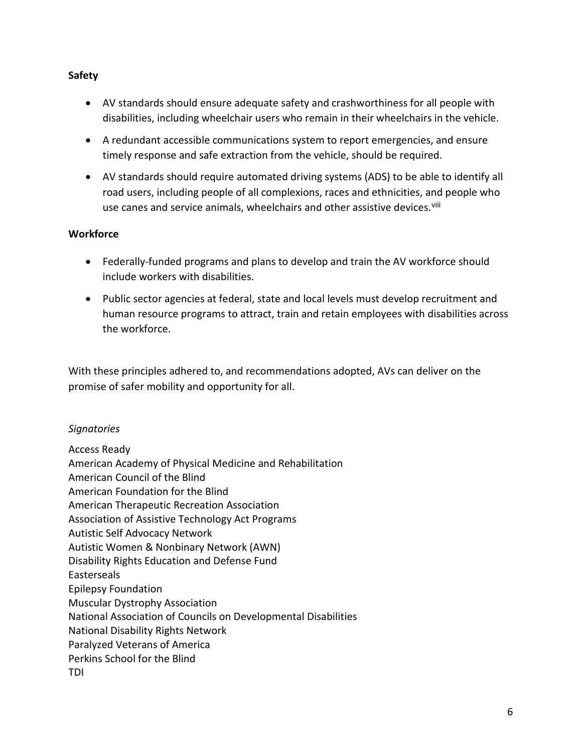**Safety**

- AV standards should ensure adequate safety and crashworthiness for all people with disabilities, including wheelchair users who remain in their wheelchairs in the vehicle.
- A redundant accessible communications system to report emergencies, and ensure timely response and safe extraction from the vehicle, should be required.
- AV standards should require automated driving systems (ADS) to be able to identify all road users, including people of all complexions, races and ethnicities, and people who use canes and service animals, wheelchairs and other assistive devices.[viii]

**Workforce**

- Federally-funded programs and plans to develop and train the AV workforce should include workers with disabilities.
- Public sector agencies at federal, state and local levels must develop recruitment and human resource programs to attract, train and retain employees with disabilities across the workforce.

With these principles adhered to, and recommendations adopted, AVs can deliver on the promise of safer mobility and opportunity for all.

*Signatories*

Access Ready
American Academy of Physical Medicine and Rehabilitation
American Council of the Blind
American Foundation for the Blind
American Therapeutic Recreation Association
Association of Assistive Technology Act Programs
Autistic Self Advocacy Network
Autistic Women & Nonbinary Network (AWN)
Disability Rights Education and Defense Fund
Easterseals
Epilepsy Foundation
Muscular Dystrophy Association
National Association of Councils on Developmental Disabilities
National Disability Rights Network
Paralyzed Veterans of America
Perkins School for the Blind
TDI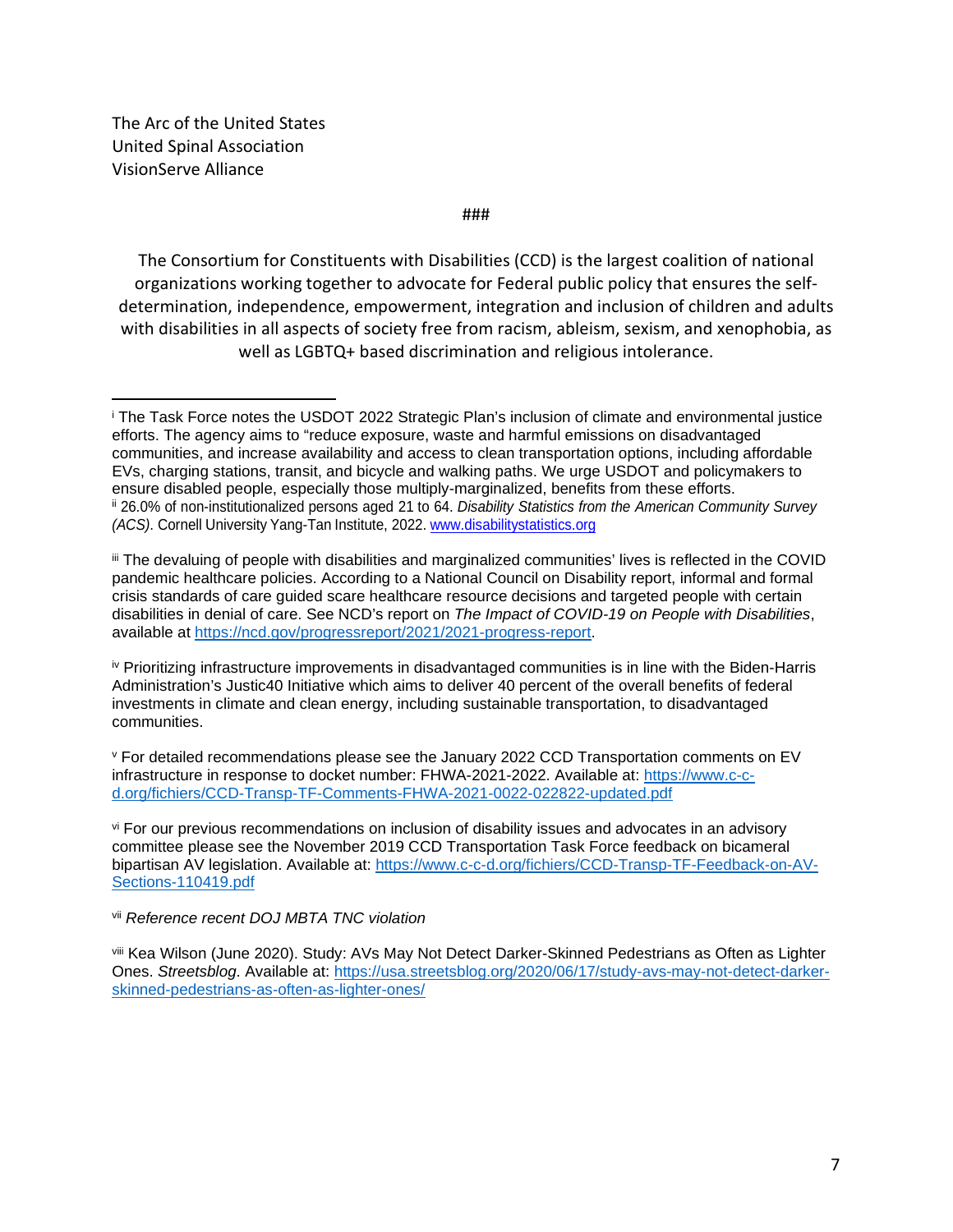The Arc of the United States
United Spinal Association
VisionServe Alliance

###

The Consortium for Constituents with Disabilities (CCD) is the largest coalition of national organizations working together to advocate for Federal public policy that ensures the self-determination, independence, empowerment, integration and inclusion of children and adults with disabilities in all aspects of society free from racism, ableism, sexism, and xenophobia, as well as LGBTQ+ based discrimination and religious intolerance.

---

[i] The Task Force notes the USDOT 2022 Strategic Plan's inclusion of climate and environmental justice efforts. The agency aims to "reduce exposure, waste and harmful emissions on disadvantaged communities, and increase availability and access to clean transportation options, including affordable EVs, charging stations, transit, and bicycle and walking paths. We urge USDOT and policymakers to ensure disabled people, especially those multiply-marginalized, benefits from these efforts.

[ii] 26.0% of non-institutionalized persons aged 21 to 64. *Disability Statistics from the American Community Survey (ACS)*. Cornell University Yang-Tan Institute, 2022. www.disabilitystatistics.org

[iii] The devaluing of people with disabilities and marginalized communities' lives is reflected in the COVID pandemic healthcare policies. According to a National Council on Disability report, informal and formal crisis standards of care guided scare healthcare resource decisions and targeted people with certain disabilities in denial of care. See NCD's report on *The Impact of COVID-19 on People with Disabilities*, available at https://ncd.gov/progressreport/2021/2021-progress-report.

[iv] Prioritizing infrastructure improvements in disadvantaged communities is in line with the Biden-Harris Administration's Justic40 Initiative which aims to deliver 40 percent of the overall benefits of federal investments in climate and clean energy, including sustainable transportation, to disadvantaged communities.

[v] For detailed recommendations please see the January 2022 CCD Transportation comments on EV infrastructure in response to docket number: FHWA-2021-2022. Available at: https://www.c-c-d.org/fichiers/CCD-Transp-TF-Comments-FHWA-2021-0022-022822-updated.pdf

[vi] For our previous recommendations on inclusion of disability issues and advocates in an advisory committee please see the November 2019 CCD Transportation Task Force feedback on bicameral bipartisan AV legislation. Available at: https://www.c-c-d.org/fichiers/CCD-Transp-TF-Feedback-on-AV-Sections-110419.pdf

[vii] *Reference recent DOJ MBTA TNC violation*

[viii] Kea Wilson (June 2020). Study: AVs May Not Detect Darker-Skinned Pedestrians as Often as Lighter Ones. *Streetsblog*. Available at: https://usa.streetsblog.org/2020/06/17/study-avs-may-not-detect-darker-skinned-pedestrians-as-often-as-lighter-ones/